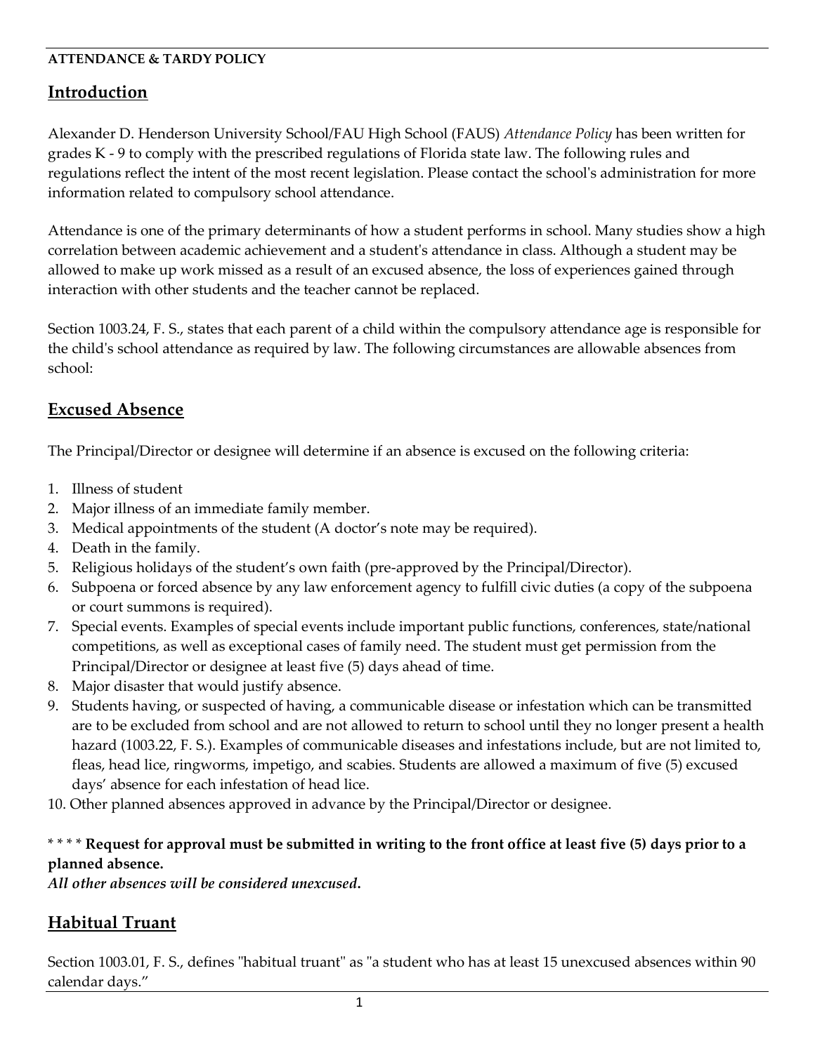**ATTENDANCE & TARDY POLICY**

## Introduction

Alexander D. Henderson University School/FAU High School (FAUS) *Attendance Policy* has been written for grades K - 9 to comply with the prescribed regulations of Florida state law. The following rules and regulations reflect the intent of the most recent legislation. Please contact the school's administration for more information related to compulsory school attendance.

Attendance is one of the primary determinants of how a student performs in school. Many studies show a high correlation between academic achievement and a student's attendance in class. Although a student may be allowed to make up work missed as a result of an excused absence, the loss of experiences gained through interaction with other students and the teacher cannot be replaced.

Section 1003.24, F. S., states that each parent of a child within the compulsory attendance age is responsible for the child's school attendance as required by law. The following circumstances are allowable absences from school:

## Excused Absence

The Principal/Director or designee will determine if an absence is excused on the following criteria:

1. Illness of student
2. Major illness of an immediate family member.
3. Medical appointments of the student (A doctor's note may be required).
4. Death in the family.
5. Religious holidays of the student's own faith (pre-approved by the Principal/Director).
6. Subpoena or forced absence by any law enforcement agency to fulfill civic duties (a copy of the subpoena or court summons is required).
7. Special events. Examples of special events include important public functions, conferences, state/national competitions, as well as exceptional cases of family need. The student must get permission from the Principal/Director or designee at least five (5) days ahead of time.
8. Major disaster that would justify absence.
9. Students having, or suspected of having, a communicable disease or infestation which can be transmitted are to be excluded from school and are not allowed to return to school until they no longer present a health hazard (1003.22, F. S.). Examples of communicable diseases and infestations include, but are not limited to, fleas, head lice, ringworms, impetigo, and scabies. Students are allowed a maximum of five (5) excused days' absence for each infestation of head lice.
10. Other planned absences approved in advance by the Principal/Director or designee.

\* \* \* \* **Request for approval must be submitted in writing to the front office at least five (5) days prior to a planned absence.**

***All other absences will be considered unexcused.***

## Habitual Truant

Section 1003.01, F. S., defines "habitual truant" as "a student who has at least 15 unexcused absences within 90 calendar days."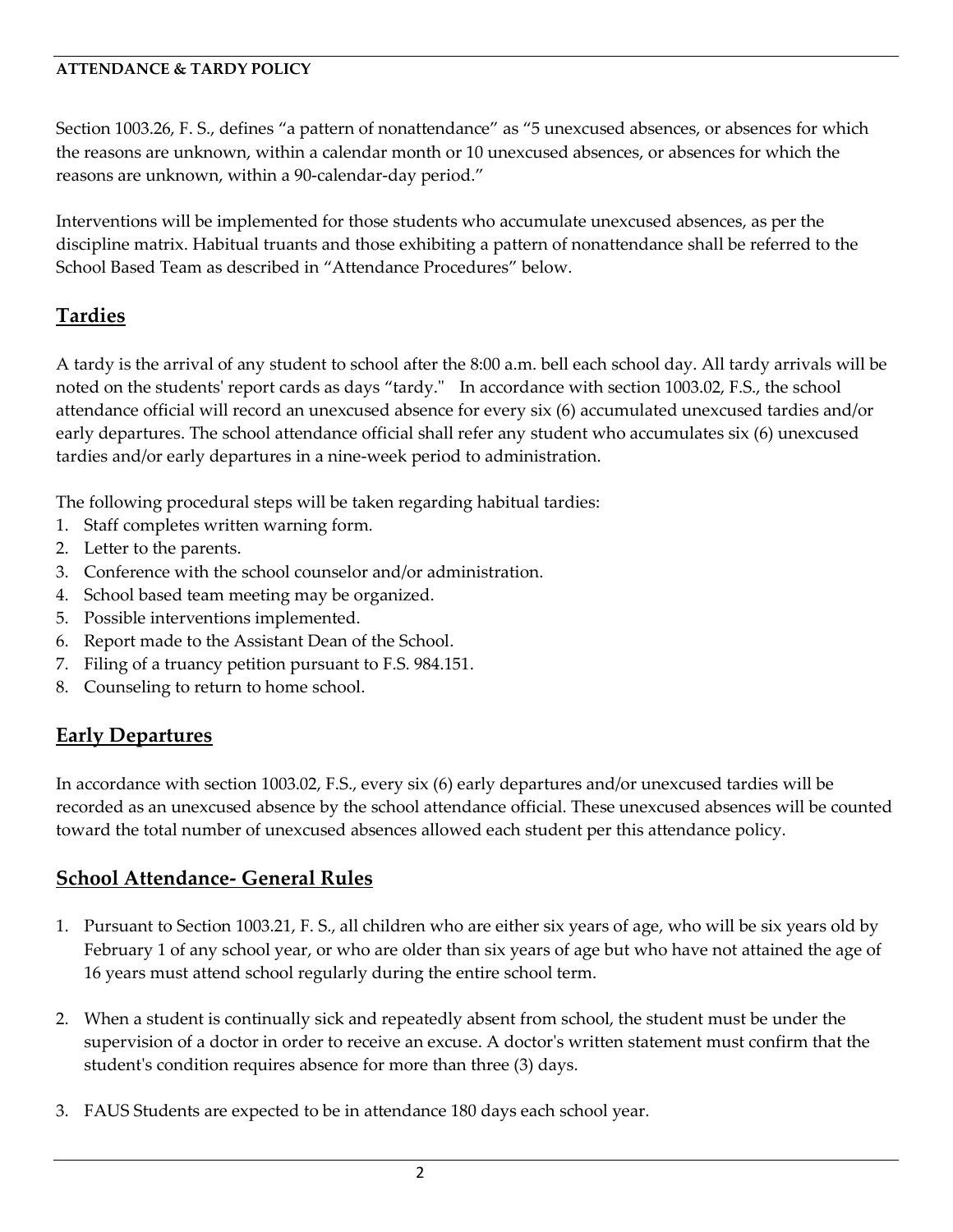**ATTENDANCE & TARDY POLICY**

Section 1003.26, F. S., defines "a pattern of nonattendance" as "5 unexcused absences, or absences for which the reasons are unknown, within a calendar month or 10 unexcused absences, or absences for which the reasons are unknown, within a 90-calendar-day period."

Interventions will be implemented for those students who accumulate unexcused absences, as per the discipline matrix. Habitual truants and those exhibiting a pattern of nonattendance shall be referred to the School Based Team as described in "Attendance Procedures" below.

## Tardies

A tardy is the arrival of any student to school after the 8:00 a.m. bell each school day. All tardy arrivals will be noted on the students' report cards as days "tardy." In accordance with section 1003.02, F.S., the school attendance official will record an unexcused absence for every six (6) accumulated unexcused tardies and/or early departures. The school attendance official shall refer any student who accumulates six (6) unexcused tardies and/or early departures in a nine-week period to administration.

The following procedural steps will be taken regarding habitual tardies:

1. Staff completes written warning form.
2. Letter to the parents.
3. Conference with the school counselor and/or administration.
4. School based team meeting may be organized.
5. Possible interventions implemented.
6. Report made to the Assistant Dean of the School.
7. Filing of a truancy petition pursuant to F.S. 984.151.
8. Counseling to return to home school.

## Early Departures

In accordance with section 1003.02, F.S., every six (6) early departures and/or unexcused tardies will be recorded as an unexcused absence by the school attendance official. These unexcused absences will be counted toward the total number of unexcused absences allowed each student per this attendance policy.

## School Attendance- General Rules

1. Pursuant to Section 1003.21, F. S., all children who are either six years of age, who will be six years old by February 1 of any school year, or who are older than six years of age but who have not attained the age of 16 years must attend school regularly during the entire school term.

2. When a student is continually sick and repeatedly absent from school, the student must be under the supervision of a doctor in order to receive an excuse. A doctor's written statement must confirm that the student's condition requires absence for more than three (3) days.

3. FAUS Students are expected to be in attendance 180 days each school year.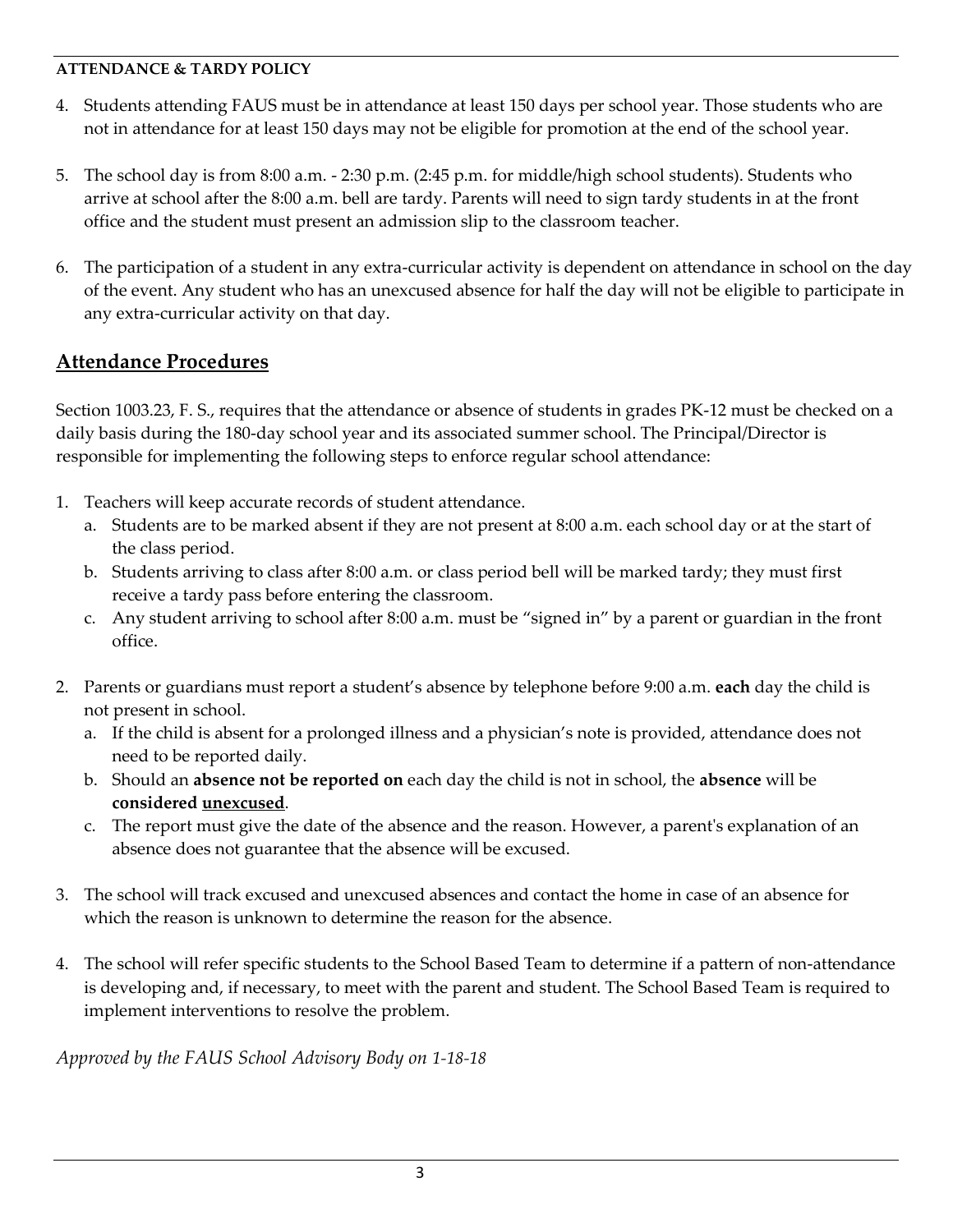**ATTENDANCE & TARDY POLICY**

4. Students attending FAUS must be in attendance at least 150 days per school year. Those students who are not in attendance for at least 150 days may not be eligible for promotion at the end of the school year.

5. The school day is from 8:00 a.m. - 2:30 p.m. (2:45 p.m. for middle/high school students). Students who arrive at school after the 8:00 a.m. bell are tardy. Parents will need to sign tardy students in at the front office and the student must present an admission slip to the classroom teacher.

6. The participation of a student in any extra-curricular activity is dependent on attendance in school on the day of the event. Any student who has an unexcused absence for half the day will not be eligible to participate in any extra-curricular activity on that day.

## Attendance Procedures

Section 1003.23, F. S., requires that the attendance or absence of students in grades PK-12 must be checked on a daily basis during the 180-day school year and its associated summer school. The Principal/Director is responsible for implementing the following steps to enforce regular school attendance:

1. Teachers will keep accurate records of student attendance.
   a. Students are to be marked absent if they are not present at 8:00 a.m. each school day or at the start of the class period.
   b. Students arriving to class after 8:00 a.m. or class period bell will be marked tardy; they must first receive a tardy pass before entering the classroom.
   c. Any student arriving to school after 8:00 a.m. must be "signed in" by a parent or guardian in the front office.

2. Parents or guardians must report a student's absence by telephone before 9:00 a.m. **each** day the child is not present in school.
   a. If the child is absent for a prolonged illness and a physician's note is provided, attendance does not need to be reported daily.
   b. Should an **absence not be reported on** each day the child is not in school, the **absence** will be **considered <u>unexcused</u>**.
   c. The report must give the date of the absence and the reason. However, a parent's explanation of an absence does not guarantee that the absence will be excused.

3. The school will track excused and unexcused absences and contact the home in case of an absence for which the reason is unknown to determine the reason for the absence.

4. The school will refer specific students to the School Based Team to determine if a pattern of non-attendance is developing and, if necessary, to meet with the parent and student. The School Based Team is required to implement interventions to resolve the problem.

*Approved by the FAUS School Advisory Body on 1-18-18*